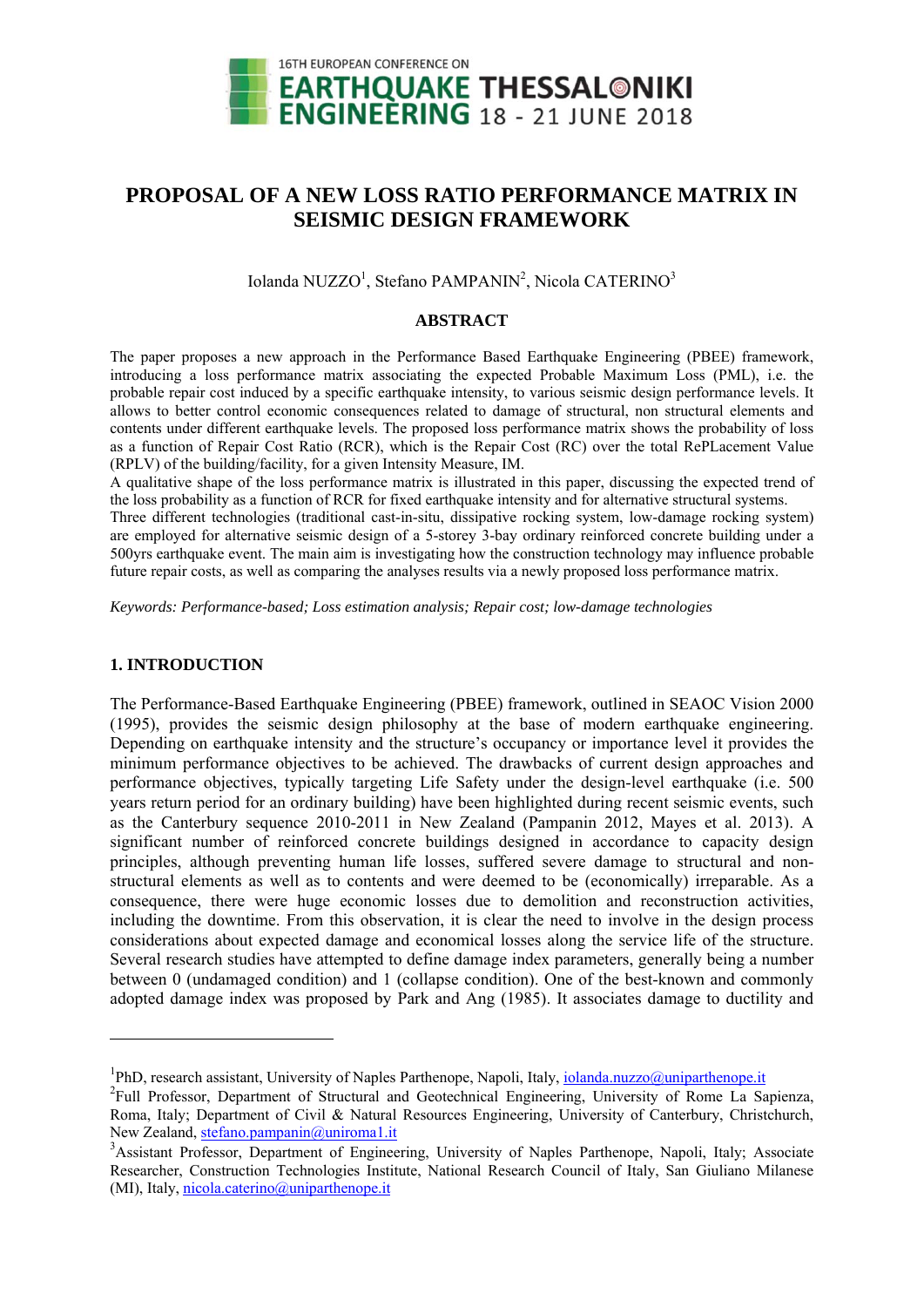# PROPOSAL OF A NEW LOSS RATIO PERFORMANCE MATRIX IN SEISMIC DESIGN FRAMEWORK

Iolanda NUZZO[1], Stefano PAMPANIN[2], Nicola CATERINO[3]

## ABSTRACT

The paper proposes a new approach in the Performance Based Earthquake Engineering (PBEE) framework, introducing a loss performance matrix associating the expected Probable Maximum Loss (PML), i.e. the probable repair cost induced by a specific earthquake intensity, to various seismic design performance levels. It allows to better control economic consequences related to damage of structural, non structural elements and contents under different earthquake levels. The proposed loss performance matrix shows the probability of loss as a function of Repair Cost Ratio (RCR), which is the Repair Cost (RC) over the total RePLacement Value (RPLV) of the building/facility, for a given Intensity Measure, IM.

A qualitative shape of the loss performance matrix is illustrated in this paper, discussing the expected trend of the loss probability as a function of RCR for fixed earthquake intensity and for alternative structural systems.

Three different technologies (traditional cast-in-situ, dissipative rocking system, low-damage rocking system) are employed for alternative seismic design of a 5-storey 3-bay ordinary reinforced concrete building under a 500yrs earthquake event. The main aim is investigating how the construction technology may influence probable future repair costs, as well as comparing the analyses results via a newly proposed loss performance matrix.

*Keywords: Performance-based; Loss estimation analysis; Repair cost; low-damage technologies*

## 1. INTRODUCTION

The Performance-Based Earthquake Engineering (PBEE) framework, outlined in SEAOC Vision 2000 (1995), provides the seismic design philosophy at the base of modern earthquake engineering. Depending on earthquake intensity and the structure's occupancy or importance level it provides the minimum performance objectives to be achieved. The drawbacks of current design approaches and performance objectives, typically targeting Life Safety under the design-level earthquake (i.e. 500 years return period for an ordinary building) have been highlighted during recent seismic events, such as the Canterbury sequence 2010-2011 in New Zealand (Pampanin 2012, Mayes et al. 2013). A significant number of reinforced concrete buildings designed in accordance to capacity design principles, although preventing human life losses, suffered severe damage to structural and non-structural elements as well as to contents and were deemed to be (economically) irreparable. As a consequence, there were huge economic losses due to demolition and reconstruction activities, including the downtime. From this observation, it is clear the need to involve in the design process considerations about expected damage and economical losses along the service life of the structure. Several research studies have attempted to define damage index parameters, generally being a number between 0 (undamaged condition) and 1 (collapse condition). One of the best-known and commonly adopted damage index was proposed by Park and Ang (1985). It associates damage to ductility and

---

[1]PhD, research assistant, University of Naples Parthenope, Napoli, Italy, iolanda.nuzzo@uniparthenope.it

[2]Full Professor, Department of Structural and Geotechnical Engineering, University of Rome La Sapienza, Roma, Italy; Department of Civil & Natural Resources Engineering, University of Canterbury, Christchurch, New Zealand, stefano.pampanin@uniroma1.it

[3]Assistant Professor, Department of Engineering, University of Naples Parthenope, Napoli, Italy; Associate Researcher, Construction Technologies Institute, National Research Council of Italy, San Giuliano Milanese (MI), Italy, nicola.caterino@uniparthenope.it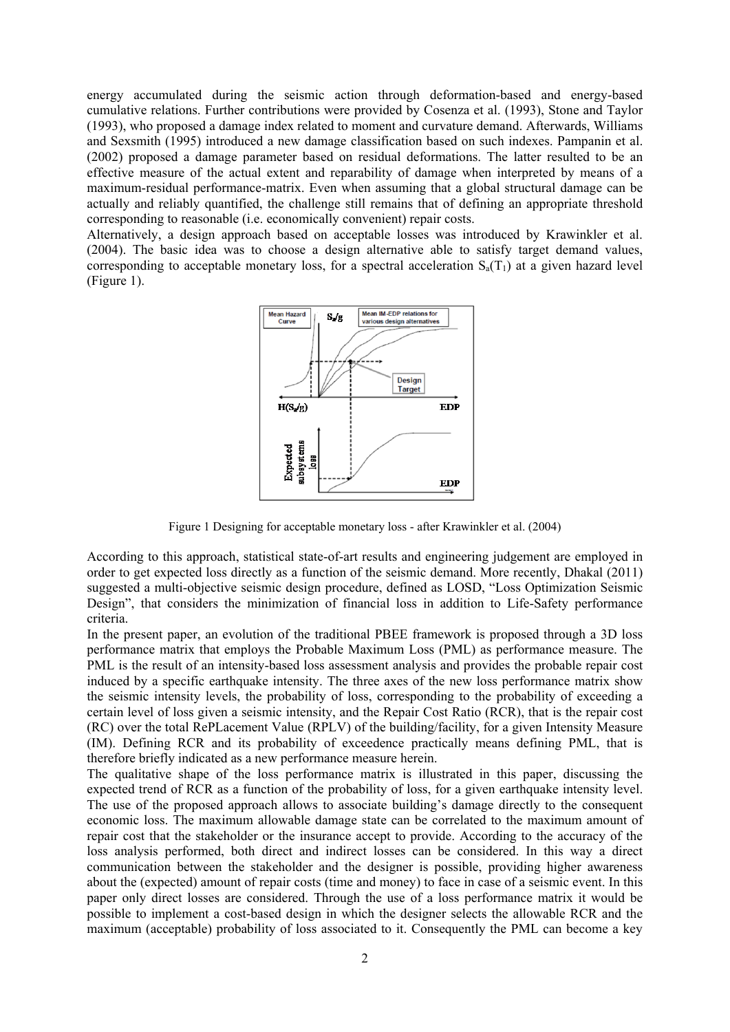energy accumulated during the seismic action through deformation-based and energy-based cumulative relations. Further contributions were provided by Cosenza et al. (1993), Stone and Taylor (1993), who proposed a damage index related to moment and curvature demand. Afterwards, Williams and Sexsmith (1995) introduced a new damage classification based on such indexes. Pampanin et al. (2002) proposed a damage parameter based on residual deformations. The latter resulted to be an effective measure of the actual extent and reparability of damage when interpreted by means of a maximum-residual performance-matrix. Even when assuming that a global structural damage can be actually and reliably quantified, the challenge still remains that of defining an appropriate threshold corresponding to reasonable (i.e. economically convenient) repair costs.

Alternatively, a design approach based on acceptable losses was introduced by Krawinkler et al. (2004). The basic idea was to choose a design alternative able to satisfy target demand values, corresponding to acceptable monetary loss, for a spectral acceleration $S_a(T_1)$ at a given hazard level (Figure 1).

Figure 1 Designing for acceptable monetary loss - after Krawinkler et al. (2004)

According to this approach, statistical state-of-art results and engineering judgement are employed in order to get expected loss directly as a function of the seismic demand. More recently, Dhakal (2011) suggested a multi-objective seismic design procedure, defined as LOSD, "Loss Optimization Seismic Design", that considers the minimization of financial loss in addition to Life-Safety performance criteria.

In the present paper, an evolution of the traditional PBEE framework is proposed through a 3D loss performance matrix that employs the Probable Maximum Loss (PML) as performance measure. The PML is the result of an intensity-based loss assessment analysis and provides the probable repair cost induced by a specific earthquake intensity. The three axes of the new loss performance matrix show the seismic intensity levels, the probability of loss, corresponding to the probability of exceeding a certain level of loss given a seismic intensity, and the Repair Cost Ratio (RCR), that is the repair cost (RC) over the total RePLacement Value (RPLV) of the building/facility, for a given Intensity Measure (IM). Defining RCR and its probability of exceedence practically means defining PML, that is therefore briefly indicated as a new performance measure herein.

The qualitative shape of the loss performance matrix is illustrated in this paper, discussing the expected trend of RCR as a function of the probability of loss, for a given earthquake intensity level. The use of the proposed approach allows to associate building's damage directly to the consequent economic loss. The maximum allowable damage state can be correlated to the maximum amount of repair cost that the stakeholder or the insurance accept to provide. According to the accuracy of the loss analysis performed, both direct and indirect losses can be considered. In this way a direct communication between the stakeholder and the designer is possible, providing higher awareness about the (expected) amount of repair costs (time and money) to face in case of a seismic event. In this paper only direct losses are considered. Through the use of a loss performance matrix it would be possible to implement a cost-based design in which the designer selects the allowable RCR and the maximum (acceptable) probability of loss associated to it. Consequently the PML can become a key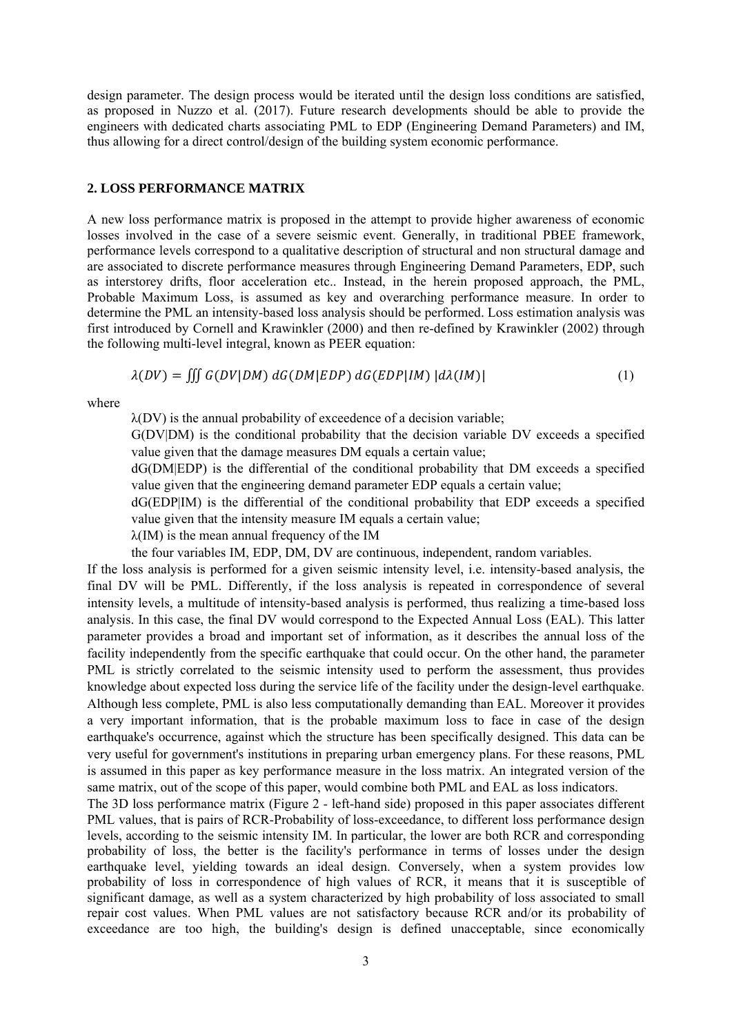design parameter. The design process would be iterated until the design loss conditions are satisfied, as proposed in Nuzzo et al. (2017). Future research developments should be able to provide the engineers with dedicated charts associating PML to EDP (Engineering Demand Parameters) and IM, thus allowing for a direct control/design of the building system economic performance.

## 2. LOSS PERFORMANCE MATRIX

A new loss performance matrix is proposed in the attempt to provide higher awareness of economic losses involved in the case of a severe seismic event. Generally, in traditional PBEE framework, performance levels correspond to a qualitative description of structural and non structural damage and are associated to discrete performance measures through Engineering Demand Parameters, EDP, such as interstorey drifts, floor acceleration etc.. Instead, in the herein proposed approach, the PML, Probable Maximum Loss, is assumed as key and overarching performance measure. In order to determine the PML an intensity-based loss analysis should be performed. Loss estimation analysis was first introduced by Cornell and Krawinkler (2000) and then re-defined by Krawinkler (2002) through the following multi-level integral, known as PEER equation:

$$\lambda(DV) = \iiint G(DV|DM)\, dG(DM|EDP)\, dG(EDP|IM)\, |d\lambda(IM)| \tag{1}$$

where

$\lambda(DV)$ is the annual probability of exceedence of a decision variable;

$G(DV|DM)$ is the conditional probability that the decision variable DV exceeds a specified value given that the damage measures DM equals a certain value;

$dG(DM|EDP)$ is the differential of the conditional probability that DM exceeds a specified value given that the engineering demand parameter EDP equals a certain value;

$dG(EDP|IM)$ is the differential of the conditional probability that EDP exceeds a specified value given that the intensity measure IM equals a certain value;

$\lambda(IM)$ is the mean annual frequency of the IM

the four variables IM, EDP, DM, DV are continuous, independent, random variables.

If the loss analysis is performed for a given seismic intensity level, i.e. intensity-based analysis, the final DV will be PML. Differently, if the loss analysis is repeated in correspondence of several intensity levels, a multitude of intensity-based analysis is performed, thus realizing a time-based loss analysis. In this case, the final DV would correspond to the Expected Annual Loss (EAL). This latter parameter provides a broad and important set of information, as it describes the annual loss of the facility independently from the specific earthquake that could occur. On the other hand, the parameter PML is strictly correlated to the seismic intensity used to perform the assessment, thus provides knowledge about expected loss during the service life of the facility under the design-level earthquake. Although less complete, PML is also less computationally demanding than EAL. Moreover it provides a very important information, that is the probable maximum loss to face in case of the design earthquake's occurrence, against which the structure has been specifically designed. This data can be very useful for government's institutions in preparing urban emergency plans. For these reasons, PML is assumed in this paper as key performance measure in the loss matrix. An integrated version of the same matrix, out of the scope of this paper, would combine both PML and EAL as loss indicators.

The 3D loss performance matrix (Figure 2 - left-hand side) proposed in this paper associates different PML values, that is pairs of RCR-Probability of loss-exceedance, to different loss performance design levels, according to the seismic intensity IM. In particular, the lower are both RCR and corresponding probability of loss, the better is the facility's performance in terms of losses under the design earthquake level, yielding towards an ideal design. Conversely, when a system provides low probability of loss in correspondence of high values of RCR, it means that it is susceptible of significant damage, as well as a system characterized by high probability of loss associated to small repair cost values. When PML values are not satisfactory because RCR and/or its probability of exceedance are too high, the building's design is defined unacceptable, since economically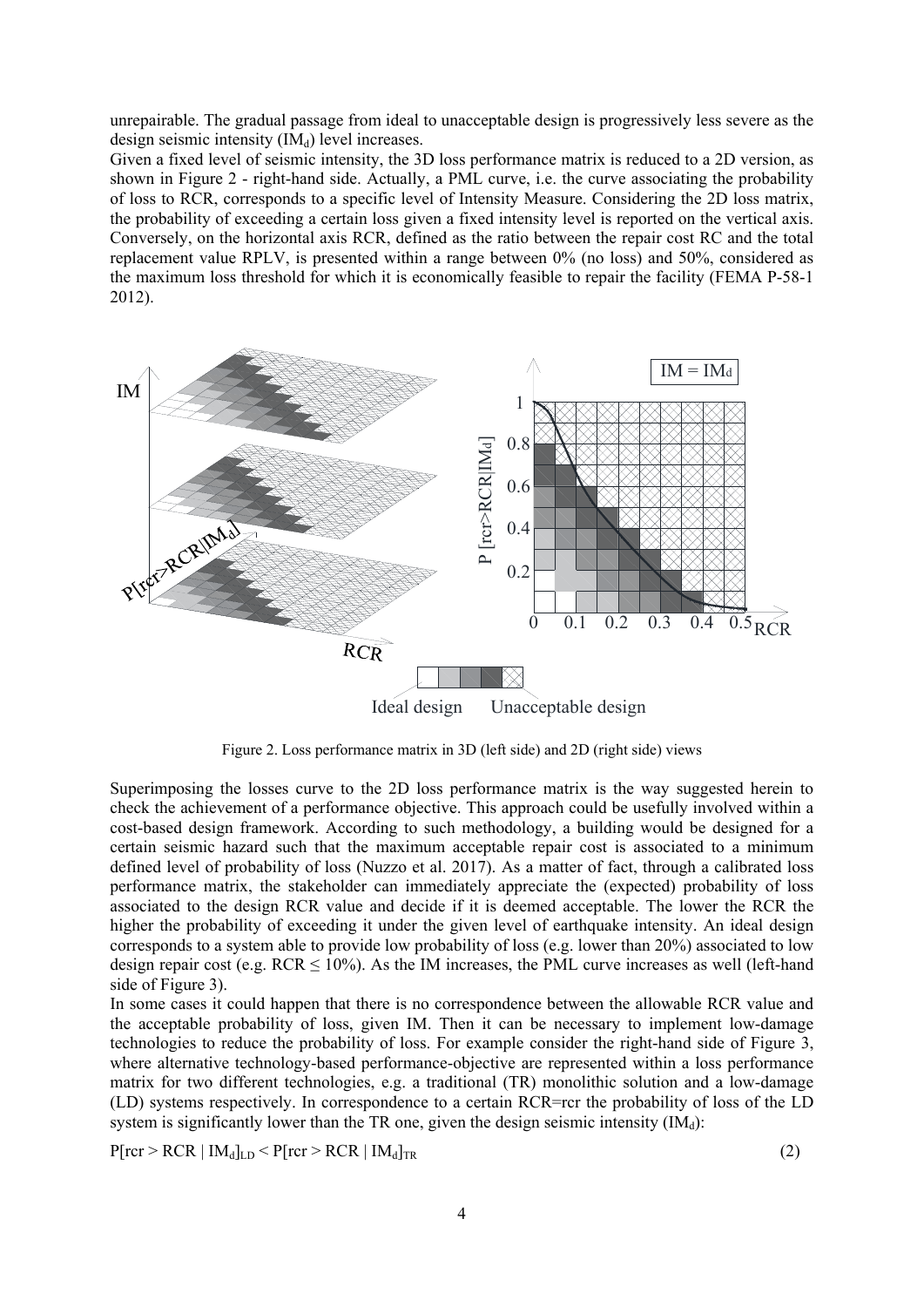unrepairable. The gradual passage from ideal to unacceptable design is progressively less severe as the design seismic intensity ($IM_d$) level increases.

Given a fixed level of seismic intensity, the 3D loss performance matrix is reduced to a 2D version, as shown in Figure 2 - right-hand side. Actually, a PML curve, i.e. the curve associating the probability of loss to RCR, corresponds to a specific level of Intensity Measure. Considering the 2D loss matrix, the probability of exceeding a certain loss given a fixed intensity level is reported on the vertical axis. Conversely, on the horizontal axis RCR, defined as the ratio between the repair cost RC and the total replacement value RPLV, is presented within a range between 0% (no loss) and 50%, considered as the maximum loss threshold for which it is economically feasible to repair the facility (FEMA P-58-1 2012).

Figure 2. Loss performance matrix in 3D (left side) and 2D (right side) views

Superimposing the losses curve to the 2D loss performance matrix is the way suggested herein to check the achievement of a performance objective. This approach could be usefully involved within a cost-based design framework. According to such methodology, a building would be designed for a certain seismic hazard such that the maximum acceptable repair cost is associated to a minimum defined level of probability of loss (Nuzzo et al. 2017). As a matter of fact, through a calibrated loss performance matrix, the stakeholder can immediately appreciate the (expected) probability of loss associated to the design RCR value and decide if it is deemed acceptable. The lower the RCR the higher the probability of exceeding it under the given level of earthquake intensity. An ideal design corresponds to a system able to provide low probability of loss (e.g. lower than 20%) associated to low design repair cost (e.g. RCR ≤ 10%). As the IM increases, the PML curve increases as well (left-hand side of Figure 3).

In some cases it could happen that there is no correspondence between the allowable RCR value and the acceptable probability of loss, given IM. Then it can be necessary to implement low-damage technologies to reduce the probability of loss. For example consider the right-hand side of Figure 3, where alternative technology-based performance-objective are represented within a loss performance matrix for two different technologies, e.g. a traditional (TR) monolithic solution and a low-damage (LD) systems respectively. In correspondence to a certain RCR=rcr the probability of loss of the LD system is significantly lower than the TR one, given the design seismic intensity ($IM_d$):

$$P[rcr > RCR \mid IM_d]_{LD} < P[rcr > RCR \mid IM_d]_{TR} \tag{2}$$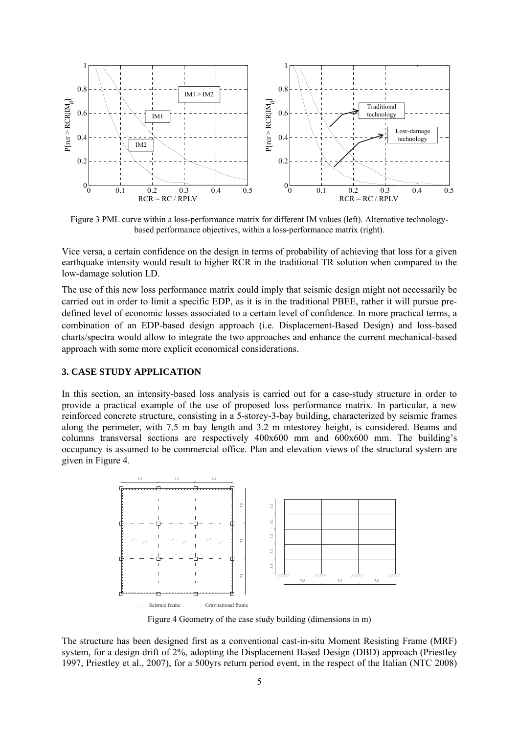Figure 3 PML curve within a loss-performance matrix for different IM values (left). Alternative technology-based performance objectives, within a loss-performance matrix (right).

Vice versa, a certain confidence on the design in terms of probability of achieving that loss for a given earthquake intensity would result to higher RCR in the traditional TR solution when compared to the low-damage solution LD.

The use of this new loss performance matrix could imply that seismic design might not necessarily be carried out in order to limit a specific EDP, as it is in the traditional PBEE, rather it will pursue pre-defined level of economic losses associated to a certain level of confidence. In more practical terms, a combination of an EDP-based design approach (i.e. Displacement-Based Design) and loss-based charts/spectra would allow to integrate the two approaches and enhance the current mechanical-based approach with some more explicit economical considerations.

## 3. CASE STUDY APPLICATION

In this section, an intensity-based loss analysis is carried out for a case-study structure in order to provide a practical example of the use of proposed loss performance matrix. In particular, a new reinforced concrete structure, consisting in a 5-storey-3-bay building, characterized by seismic frames along the perimeter, with 7.5 m bay length and 3.2 m intestorey height, is considered. Beams and columns transversal sections are respectively 400x600 mm and 600x600 mm. The building's occupancy is assumed to be commercial office. Plan and elevation views of the structural system are given in Figure 4.

Figure 4 Geometry of the case study building (dimensions in m)

The structure has been designed first as a conventional cast-in-situ Moment Resisting Frame (MRF) system, for a design drift of 2%, adopting the Displacement Based Design (DBD) approach (Priestley 1997, Priestley et al., 2007), for a 500yrs return period event, in the respect of the Italian (NTC 2008)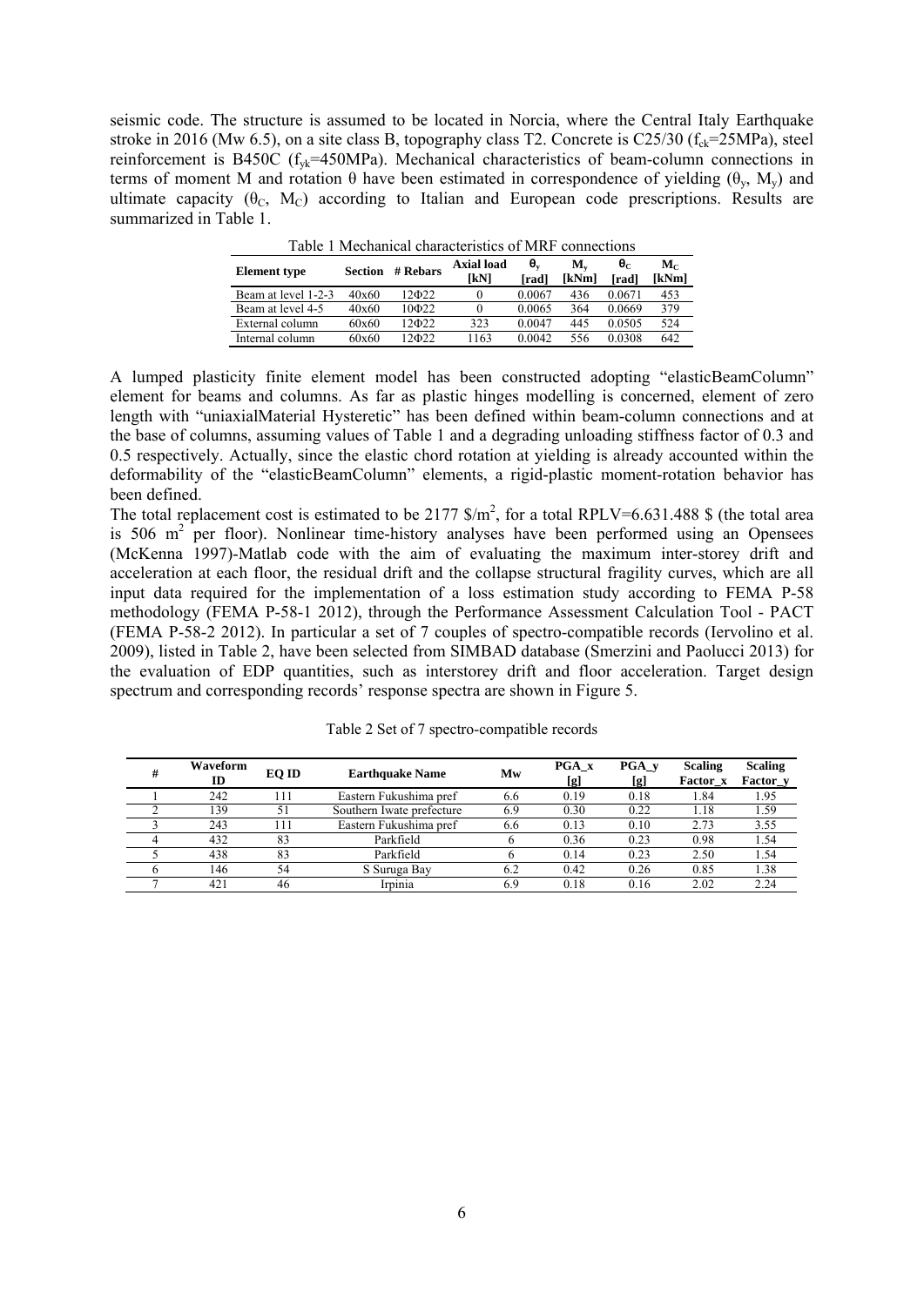seismic code. The structure is assumed to be located in Norcia, where the Central Italy Earthquake stroke in 2016 (Mw 6.5), on a site class B, topography class T2. Concrete is C25/30 ($f_{ck}$=25MPa), steel reinforcement is B450C ($f_{yk}$=450MPa). Mechanical characteristics of beam-column connections in terms of moment M and rotation θ have been estimated in correspondence of yielding ($\theta_y$, $M_y$) and ultimate capacity ($\theta_C$, $M_C$) according to Italian and European code prescriptions. Results are summarized in Table 1.

Table 1 Mechanical characteristics of MRF connections

| Element type | Section | # Rebars | Axial load [kN] | $\theta_y$ [rad] | $M_y$ [kNm] | $\theta_C$ [rad] | $M_C$ [kNm] |
|---|---|---|---|---|---|---|---|
| Beam at level 1-2-3 | 40x60 | 12Φ22 | 0 | 0.0067 | 436 | 0.0671 | 453 |
| Beam at level 4-5 | 40x60 | 10Φ22 | 0 | 0.0065 | 364 | 0.0669 | 379 |
| External column | 60x60 | 12Φ22 | 323 | 0.0047 | 445 | 0.0505 | 524 |
| Internal column | 60x60 | 12Φ22 | 1163 | 0.0042 | 556 | 0.0308 | 642 |

A lumped plasticity finite element model has been constructed adopting "elasticBeamColumn" element for beams and columns. As far as plastic hinges modelling is concerned, element of zero length with "uniaxialMaterial Hysteretic" has been defined within beam-column connections and at the base of columns, assuming values of Table 1 and a degrading unloading stiffness factor of 0.3 and 0.5 respectively. Actually, since the elastic chord rotation at yielding is already accounted within the deformability of the "elasticBeamColumn" elements, a rigid-plastic moment-rotation behavior has been defined.

The total replacement cost is estimated to be 2177 \$/m$^2$, for a total RPLV=6.631.488 \$ (the total area is 506 m$^2$ per floor). Nonlinear time-history analyses have been performed using an Opensees (McKenna 1997)-Matlab code with the aim of evaluating the maximum inter-storey drift and acceleration at each floor, the residual drift and the collapse structural fragility curves, which are all input data required for the implementation of a loss estimation study according to FEMA P-58 methodology (FEMA P-58-1 2012), through the Performance Assessment Calculation Tool - PACT (FEMA P-58-2 2012). In particular a set of 7 couples of spectro-compatible records (Iervolino et al. 2009), listed in Table 2, have been selected from SIMBAD database (Smerzini and Paolucci 2013) for the evaluation of EDP quantities, such as interstorey drift and floor acceleration. Target design spectrum and corresponding records' response spectra are shown in Figure 5.

Table 2 Set of 7 spectro-compatible records

| # | Waveform ID | EQ ID | Earthquake Name | Mw | PGA_x [g] | PGA_y [g] | Scaling Factor_x | Scaling Factor_y |
|---|---|---|---|---|---|---|---|---|
| 1 | 242 | 111 | Eastern Fukushima pref | 6.6 | 0.19 | 0.18 | 1.84 | 1.95 |
| 2 | 139 | 51 | Southern Iwate prefecture | 6.9 | 0.30 | 0.22 | 1.18 | 1.59 |
| 3 | 243 | 111 | Eastern Fukushima pref | 6.6 | 0.13 | 0.10 | 2.73 | 3.55 |
| 4 | 432 | 83 | Parkfield | 6 | 0.36 | 0.23 | 0.98 | 1.54 |
| 5 | 438 | 83 | Parkfield | 6 | 0.14 | 0.23 | 2.50 | 1.54 |
| 6 | 146 | 54 | S Suruga Bay | 6.2 | 0.42 | 0.26 | 0.85 | 1.38 |
| 7 | 421 | 46 | Irpinia | 6.9 | 0.18 | 0.16 | 2.02 | 2.24 |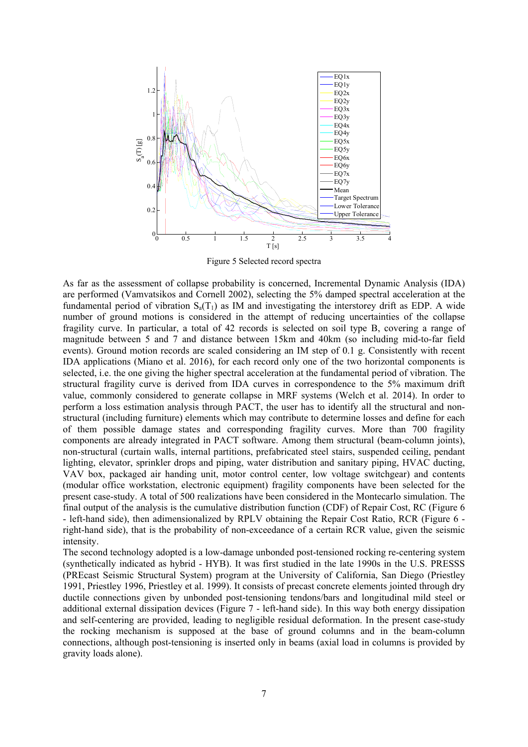Figure 5 Selected record spectra

As far as the assessment of collapse probability is concerned, Incremental Dynamic Analysis (IDA) are performed (Vamvatsikos and Cornell 2002), selecting the 5% damped spectral acceleration at the fundamental period of vibration $S_a(T_1)$ as IM and investigating the interstorey drift as EDP. A wide number of ground motions is considered in the attempt of reducing uncertainties of the collapse fragility curve. In particular, a total of 42 records is selected on soil type B, covering a range of magnitude between 5 and 7 and distance between 15km and 40km (so including mid-to-far field events). Ground motion records are scaled considering an IM step of 0.1 g. Consistently with recent IDA applications (Miano et al. 2016), for each record only one of the two horizontal components is selected, i.e. the one giving the higher spectral acceleration at the fundamental period of vibration. The structural fragility curve is derived from IDA curves in correspondence to the 5% maximum drift value, commonly considered to generate collapse in MRF systems (Welch et al. 2014). In order to perform a loss estimation analysis through PACT, the user has to identify all the structural and non-structural (including furniture) elements which may contribute to determine losses and define for each of them possible damage states and corresponding fragility curves. More than 700 fragility components are already integrated in PACT software. Among them structural (beam-column joints), non-structural (curtain walls, internal partitions, prefabricated steel stairs, suspended ceiling, pendant lighting, elevator, sprinkler drops and piping, water distribution and sanitary piping, HVAC ducting, VAV box, packaged air handing unit, motor control center, low voltage switchgear) and contents (modular office workstation, electronic equipment) fragility components have been selected for the present case-study. A total of 500 realizations have been considered in the Montecarlo simulation. The final output of the analysis is the cumulative distribution function (CDF) of Repair Cost, RC (Figure 6 - left-hand side), then adimensionalized by RPLV obtaining the Repair Cost Ratio, RCR (Figure 6 - right-hand side), that is the probability of non-exceedance of a certain RCR value, given the seismic intensity.

The second technology adopted is a low-damage unbonded post-tensioned rocking re-centering system (synthetically indicated as hybrid - HYB). It was first studied in the late 1990s in the U.S. PRESSS (PREcast Seismic Structural System) program at the University of California, San Diego (Priestley 1991, Priestley 1996, Priestley et al. 1999). It consists of precast concrete elements jointed through dry ductile connections given by unbonded post-tensioning tendons/bars and longitudinal mild steel or additional external dissipation devices (Figure 7 - left-hand side). In this way both energy dissipation and self-centering are provided, leading to negligible residual deformation. In the present case-study the rocking mechanism is supposed at the base of ground columns and in the beam-column connections, although post-tensioning is inserted only in beams (axial load in columns is provided by gravity loads alone).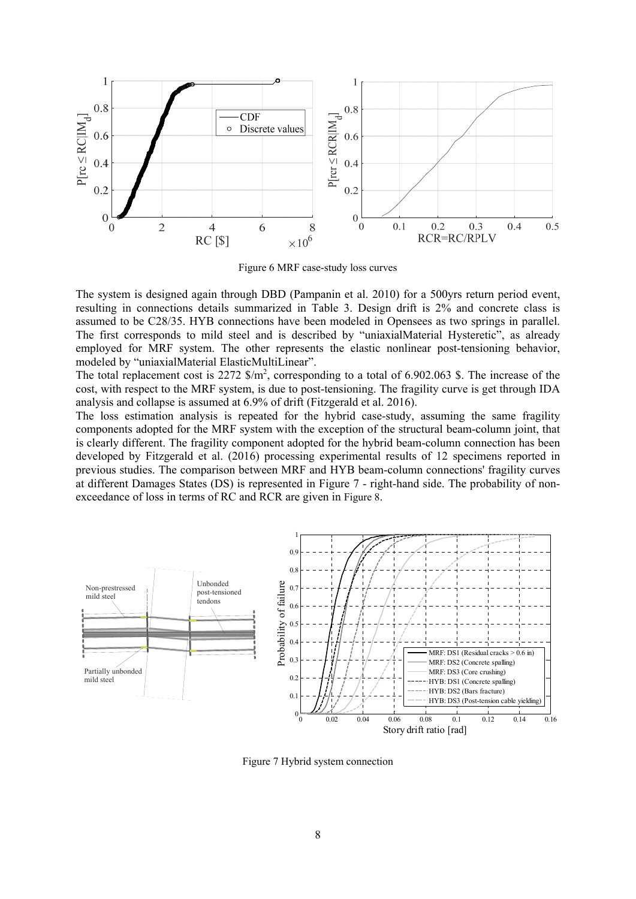Figure 6 MRF case-study loss curves

The system is designed again through DBD (Pampanin et al. 2010) for a 500yrs return period event, resulting in connections details summarized in Table 3. Design drift is 2% and concrete class is assumed to be C28/35. HYB connections have been modeled in Opensees as two springs in parallel. The first corresponds to mild steel and is described by "uniaxialMaterial Hysteretic", as already employed for MRF system. The other represents the elastic nonlinear post-tensioning behavior, modeled by "uniaxialMaterial ElasticMultiLinear".

The total replacement cost is 2272 $/m$^2$, corresponding to a total of 6.902.063 $. The increase of the cost, with respect to the MRF system, is due to post-tensioning. The fragility curve is get through IDA analysis and collapse is assumed at 6.9% of drift (Fitzgerald et al. 2016).

The loss estimation analysis is repeated for the hybrid case-study, assuming the same fragility components adopted for the MRF system with the exception of the structural beam-column joint, that is clearly different. The fragility component adopted for the hybrid beam-column connection has been developed by Fitzgerald et al. (2016) processing experimental results of 12 specimens reported in previous studies. The comparison between MRF and HYB beam-column connections' fragility curves at different Damages States (DS) is represented in Figure 7 - right-hand side. The probability of non-exceedance of loss in terms of RC and RCR are given in Figure 8.

Figure 7 Hybrid system connection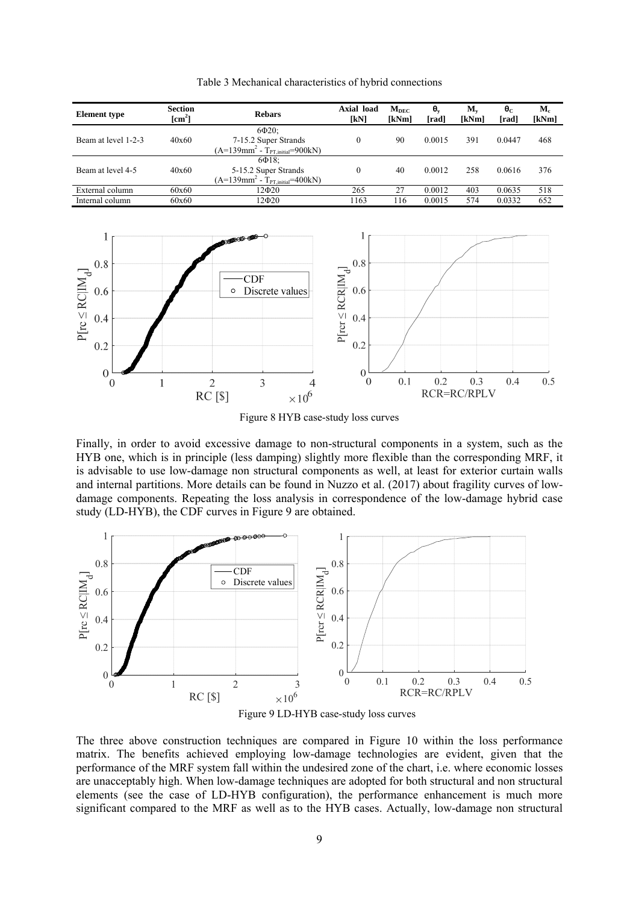Table 3 Mechanical characteristics of hybrid connections

| Element type | Section [cm²] | Rebars | Axial load [kN] | $M_{DEC}$ [kNm] | $\theta_y$ [rad] | $M_y$ [kNm] | $\theta_C$ [rad] | $M_c$ [kNm] |
|---|---|---|---|---|---|---|---|---|
| Beam at level 1-2-3 | 40x60 | 6Φ20; 7-15.2 Super Strands ($A=139mm^2$ - $T_{PT,initial}=900kN$) | 0 | 90 | 0.0015 | 391 | 0.0447 | 468 |
| Beam at level 4-5 | 40x60 | 6Φ18; 5-15.2 Super Strands ($A=139mm^2$ - $T_{PT,initial}=400kN$) | 0 | 40 | 0.0012 | 258 | 0.0616 | 376 |
| External column | 60x60 | 12Φ20 | 265 | 27 | 0.0012 | 403 | 0.0635 | 518 |
| Internal column | 60x60 | 12Φ20 | 1163 | 116 | 0.0015 | 574 | 0.0332 | 652 |

Figure 8 HYB case-study loss curves

Finally, in order to avoid excessive damage to non-structural components in a system, such as the HYB one, which is in principle (less damping) slightly more flexible than the corresponding MRF, it is advisable to use low-damage non structural components as well, at least for exterior curtain walls and internal partitions. More details can be found in Nuzzo et al. (2017) about fragility curves of low-damage components. Repeating the loss analysis in correspondence of the low-damage hybrid case study (LD-HYB), the CDF curves in Figure 9 are obtained.

Figure 9 LD-HYB case-study loss curves

The three above construction techniques are compared in Figure 10 within the loss performance matrix. The benefits achieved employing low-damage technologies are evident, given that the performance of the MRF system fall within the undesired zone of the chart, i.e. where economic losses are unacceptably high. When low-damage techniques are adopted for both structural and non structural elements (see the case of LD-HYB configuration), the performance enhancement is much more significant compared to the MRF as well as to the HYB cases. Actually, low-damage non structural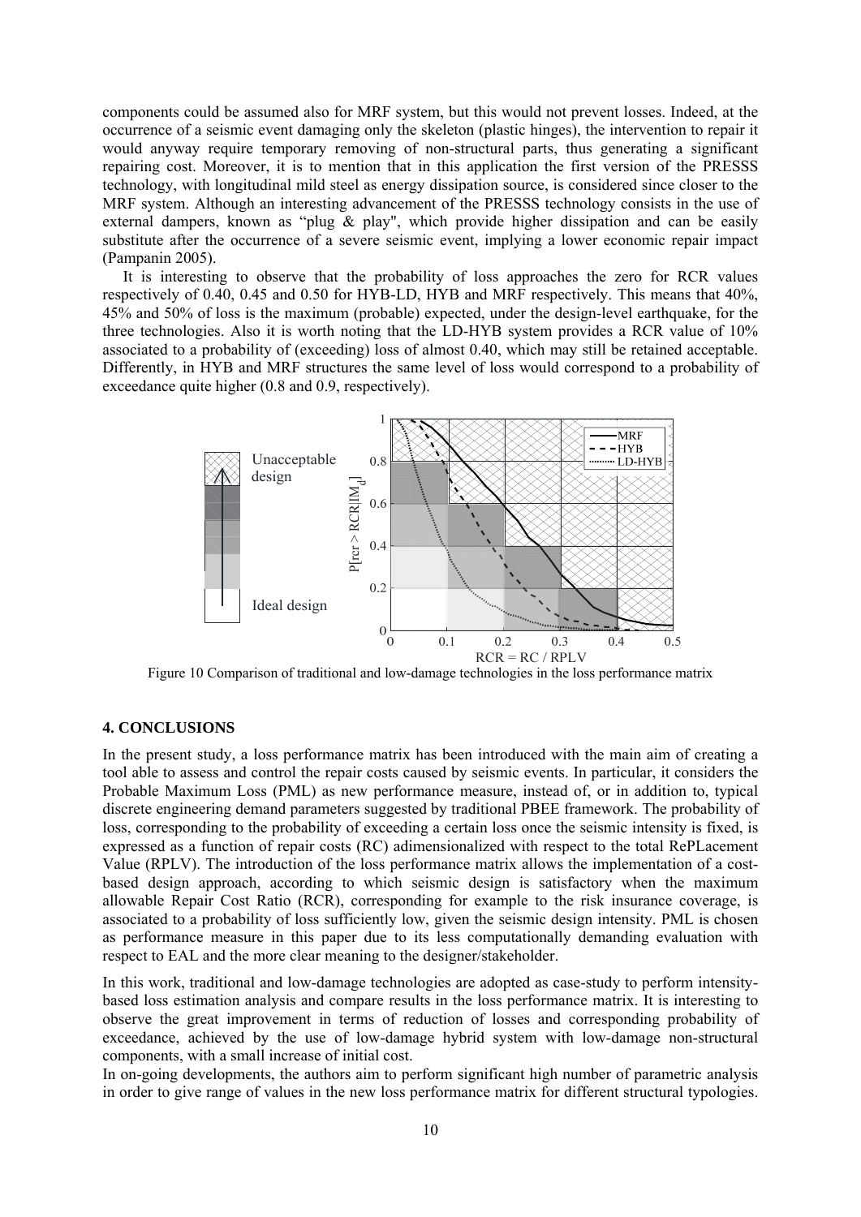components could be assumed also for MRF system, but this would not prevent losses. Indeed, at the occurrence of a seismic event damaging only the skeleton (plastic hinges), the intervention to repair it would anyway require temporary removing of non-structural parts, thus generating a significant repairing cost. Moreover, it is to mention that in this application the first version of the PRESSS technology, with longitudinal mild steel as energy dissipation source, is considered since closer to the MRF system. Although an interesting advancement of the PRESSS technology consists in the use of external dampers, known as "plug & play", which provide higher dissipation and can be easily substitute after the occurrence of a severe seismic event, implying a lower economic repair impact (Pampanin 2005).

It is interesting to observe that the probability of loss approaches the zero for RCR values respectively of 0.40, 0.45 and 0.50 for HYB-LD, HYB and MRF respectively. This means that 40%, 45% and 50% of loss is the maximum (probable) expected, under the design-level earthquake, for the three technologies. Also it is worth noting that the LD-HYB system provides a RCR value of 10% associated to a probability of (exceeding) loss of almost 0.40, which may still be retained acceptable. Differently, in HYB and MRF structures the same level of loss would correspond to a probability of exceedance quite higher (0.8 and 0.9, respectively).

Figure 10 Comparison of traditional and low-damage technologies in the loss performance matrix

## 4. CONCLUSIONS

In the present study, a loss performance matrix has been introduced with the main aim of creating a tool able to assess and control the repair costs caused by seismic events. In particular, it considers the Probable Maximum Loss (PML) as new performance measure, instead of, or in addition to, typical discrete engineering demand parameters suggested by traditional PBEE framework. The probability of loss, corresponding to the probability of exceeding a certain loss once the seismic intensity is fixed, is expressed as a function of repair costs (RC) adimensionalized with respect to the total RePLacement Value (RPLV). The introduction of the loss performance matrix allows the implementation of a cost-based design approach, according to which seismic design is satisfactory when the maximum allowable Repair Cost Ratio (RCR), corresponding for example to the risk insurance coverage, is associated to a probability of loss sufficiently low, given the seismic design intensity. PML is chosen as performance measure in this paper due to its less computationally demanding evaluation with respect to EAL and the more clear meaning to the designer/stakeholder.

In this work, traditional and low-damage technologies are adopted as case-study to perform intensity-based loss estimation analysis and compare results in the loss performance matrix. It is interesting to observe the great improvement in terms of reduction of losses and corresponding probability of exceedance, achieved by the use of low-damage hybrid system with low-damage non-structural components, with a small increase of initial cost.

In on-going developments, the authors aim to perform significant high number of parametric analysis in order to give range of values in the new loss performance matrix for different structural typologies.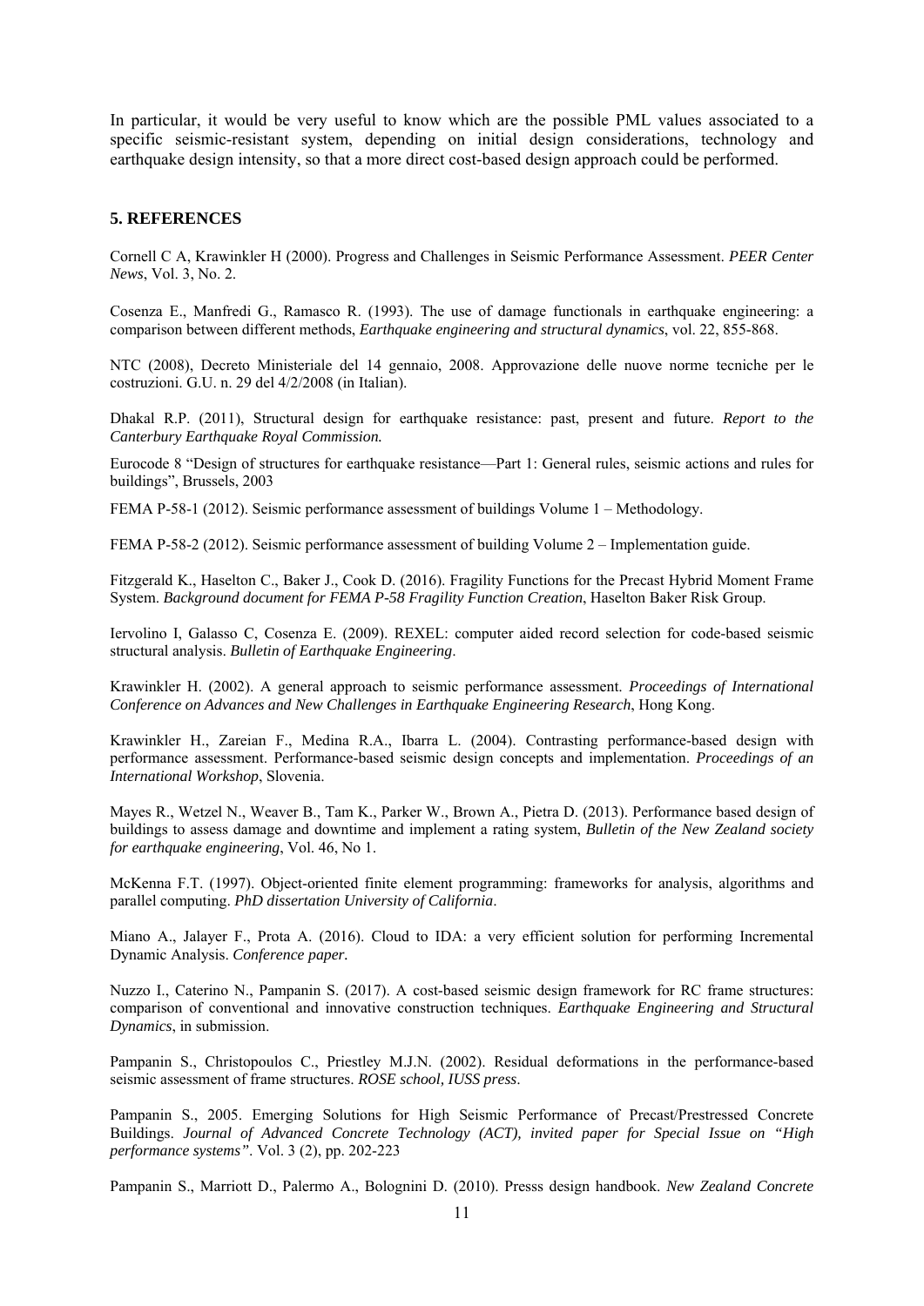In particular, it would be very useful to know which are the possible PML values associated to a specific seismic-resistant system, depending on initial design considerations, technology and earthquake design intensity, so that a more direct cost-based design approach could be performed.

## 5. REFERENCES

Cornell C A, Krawinkler H (2000). Progress and Challenges in Seismic Performance Assessment. *PEER Center News*, Vol. 3, No. 2.

Cosenza E., Manfredi G., Ramasco R. (1993). The use of damage functionals in earthquake engineering: a comparison between different methods, *Earthquake engineering and structural dynamics*, vol. 22, 855-868.

NTC (2008), Decreto Ministeriale del 14 gennaio, 2008. Approvazione delle nuove norme tecniche per le costruzioni. G.U. n. 29 del 4/2/2008 (in Italian).

Dhakal R.P. (2011), Structural design for earthquake resistance: past, present and future. *Report to the Canterbury Earthquake Royal Commission.*

Eurocode 8 "Design of structures for earthquake resistance—Part 1: General rules, seismic actions and rules for buildings", Brussels, 2003

FEMA P-58-1 (2012). Seismic performance assessment of buildings Volume 1 – Methodology.

FEMA P-58-2 (2012). Seismic performance assessment of building Volume 2 – Implementation guide.

Fitzgerald K., Haselton C., Baker J., Cook D. (2016). Fragility Functions for the Precast Hybrid Moment Frame System. *Background document for FEMA P-58 Fragility Function Creation*, Haselton Baker Risk Group.

Iervolino I, Galasso C, Cosenza E. (2009). REXEL: computer aided record selection for code-based seismic structural analysis. *Bulletin of Earthquake Engineering*.

Krawinkler H. (2002). A general approach to seismic performance assessment. *Proceedings of International Conference on Advances and New Challenges in Earthquake Engineering Research*, Hong Kong.

Krawinkler H., Zareian F., Medina R.A., Ibarra L. (2004). Contrasting performance-based design with performance assessment. Performance-based seismic design concepts and implementation. *Proceedings of an International Workshop*, Slovenia.

Mayes R., Wetzel N., Weaver B., Tam K., Parker W., Brown A., Pietra D. (2013). Performance based design of buildings to assess damage and downtime and implement a rating system, *Bulletin of the New Zealand society for earthquake engineering*, Vol. 46, No 1.

McKenna F.T. (1997). Object-oriented finite element programming: frameworks for analysis, algorithms and parallel computing. *PhD dissertation University of California*.

Miano A., Jalayer F., Prota A. (2016). Cloud to IDA: a very efficient solution for performing Incremental Dynamic Analysis. *Conference paper.*

Nuzzo I., Caterino N., Pampanin S. (2017). A cost-based seismic design framework for RC frame structures: comparison of conventional and innovative construction techniques. *Earthquake Engineering and Structural Dynamics*, in submission.

Pampanin S., Christopoulos C., Priestley M.J.N. (2002). Residual deformations in the performance-based seismic assessment of frame structures. *ROSE school, IUSS press*.

Pampanin S., 2005. Emerging Solutions for High Seismic Performance of Precast/Prestressed Concrete Buildings. *Journal of Advanced Concrete Technology (ACT), invited paper for Special Issue on "High performance systems"*. Vol. 3 (2), pp. 202-223

Pampanin S., Marriott D., Palermo A., Bolognini D. (2010). Presss design handbook. *New Zealand Concrete*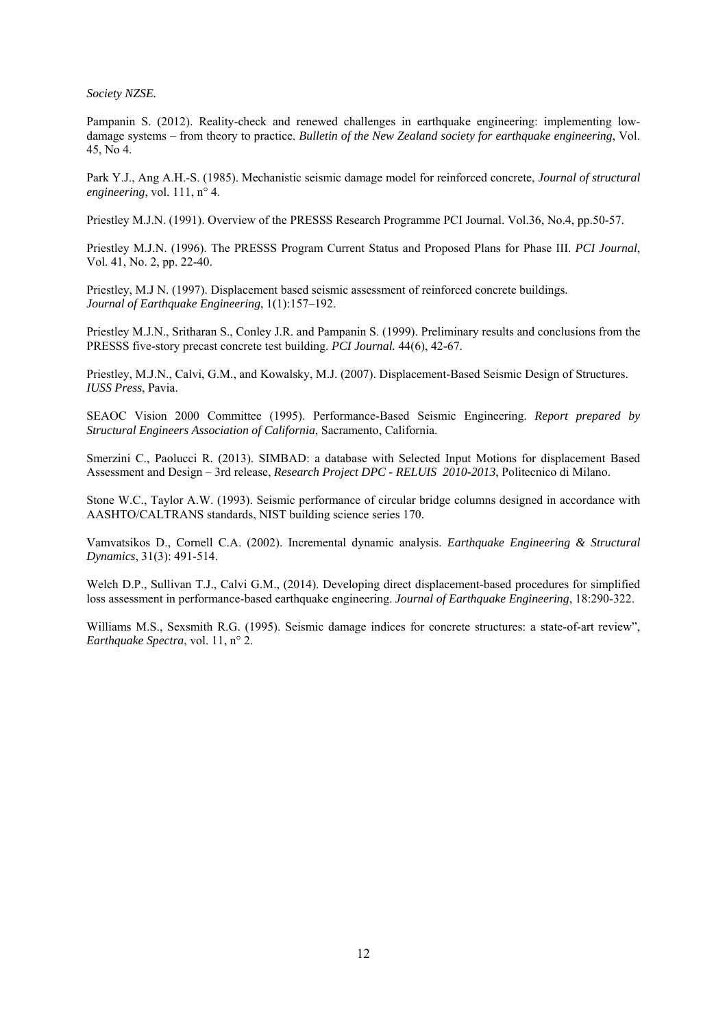*Society NZSE.*

Pampanin S. (2012). Reality-check and renewed challenges in earthquake engineering: implementing low-damage systems – from theory to practice. *Bulletin of the New Zealand society for earthquake engineering*, Vol. 45, No 4.

Park Y.J., Ang A.H.-S. (1985). Mechanistic seismic damage model for reinforced concrete, *Journal of structural engineering*, vol. 111, n° 4.

Priestley M.J.N. (1991). Overview of the PRESSS Research Programme PCI Journal. Vol.36, No.4, pp.50-57.

Priestley M.J.N. (1996). The PRESSS Program Current Status and Proposed Plans for Phase III. *PCI Journal*, Vol. 41, No. 2, pp. 22-40.

Priestley, M.J N. (1997). Displacement based seismic assessment of reinforced concrete buildings. *Journal of Earthquake Engineering*, 1(1):157–192.

Priestley M.J.N., Sritharan S., Conley J.R. and Pampanin S. (1999). Preliminary results and conclusions from the PRESSS five-story precast concrete test building. *PCI Journal.* 44(6), 42-67.

Priestley, M.J.N., Calvi, G.M., and Kowalsky, M.J. (2007). Displacement-Based Seismic Design of Structures. *IUSS Press*, Pavia.

SEAOC Vision 2000 Committee (1995). Performance-Based Seismic Engineering. *Report prepared by Structural Engineers Association of California*, Sacramento, California.

Smerzini C., Paolucci R. (2013). SIMBAD: a database with Selected Input Motions for displacement Based Assessment and Design – 3rd release, *Research Project DPC - RELUIS 2010-2013*, Politecnico di Milano.

Stone W.C., Taylor A.W. (1993). Seismic performance of circular bridge columns designed in accordance with AASHTO/CALTRANS standards, NIST building science series 170.

Vamvatsikos D., Cornell C.A. (2002). Incremental dynamic analysis. *Earthquake Engineering & Structural Dynamics*, 31(3): 491-514.

Welch D.P., Sullivan T.J., Calvi G.M., (2014). Developing direct displacement-based procedures for simplified loss assessment in performance-based earthquake engineering. *Journal of Earthquake Engineering*, 18:290-322.

Williams M.S., Sexsmith R.G. (1995). Seismic damage indices for concrete structures: a state-of-art review", *Earthquake Spectra*, vol. 11, n° 2.